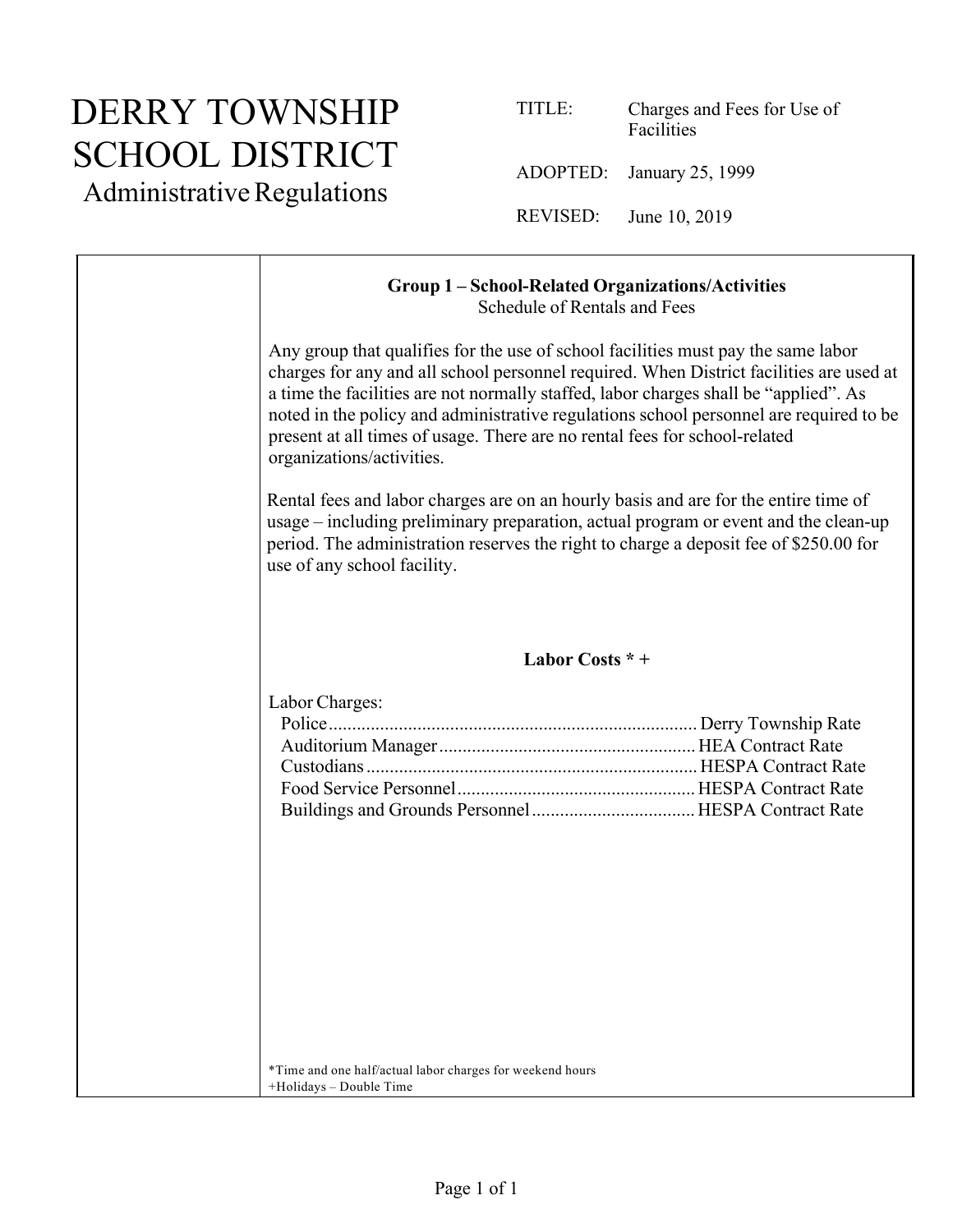# DERRY TOWNSHIP SCHOOL DISTRICT
Administrative Regulations

TITLE: Charges and Fees for Use of Facilities

ADOPTED: January 25, 1999

REVISED: June 10, 2019

**Group 1 – School-Related Organizations/Activities**
Schedule of Rentals and Fees

Any group that qualifies for the use of school facilities must pay the same labor charges for any and all school personnel required. When District facilities are used at a time the facilities are not normally staffed, labor charges shall be "applied". As noted in the policy and administrative regulations school personnel are required to be present at all times of usage. There are no rental fees for school-related organizations/activities.

Rental fees and labor charges are on an hourly basis and are for the entire time of usage – including preliminary preparation, actual program or event and the clean-up period. The administration reserves the right to charge a deposit fee of $250.00 for use of any school facility.

**Labor Costs * +**

Labor Charges:

| | |
|---|---|
| Police | Derry Township Rate |
| Auditorium Manager | HEA Contract Rate |
| Custodians | HESPA Contract Rate |
| Food Service Personnel | HESPA Contract Rate |
| Buildings and Grounds Personnel | HESPA Contract Rate |

*Time and one half/actual labor charges for weekend hours
+Holidays – Double Time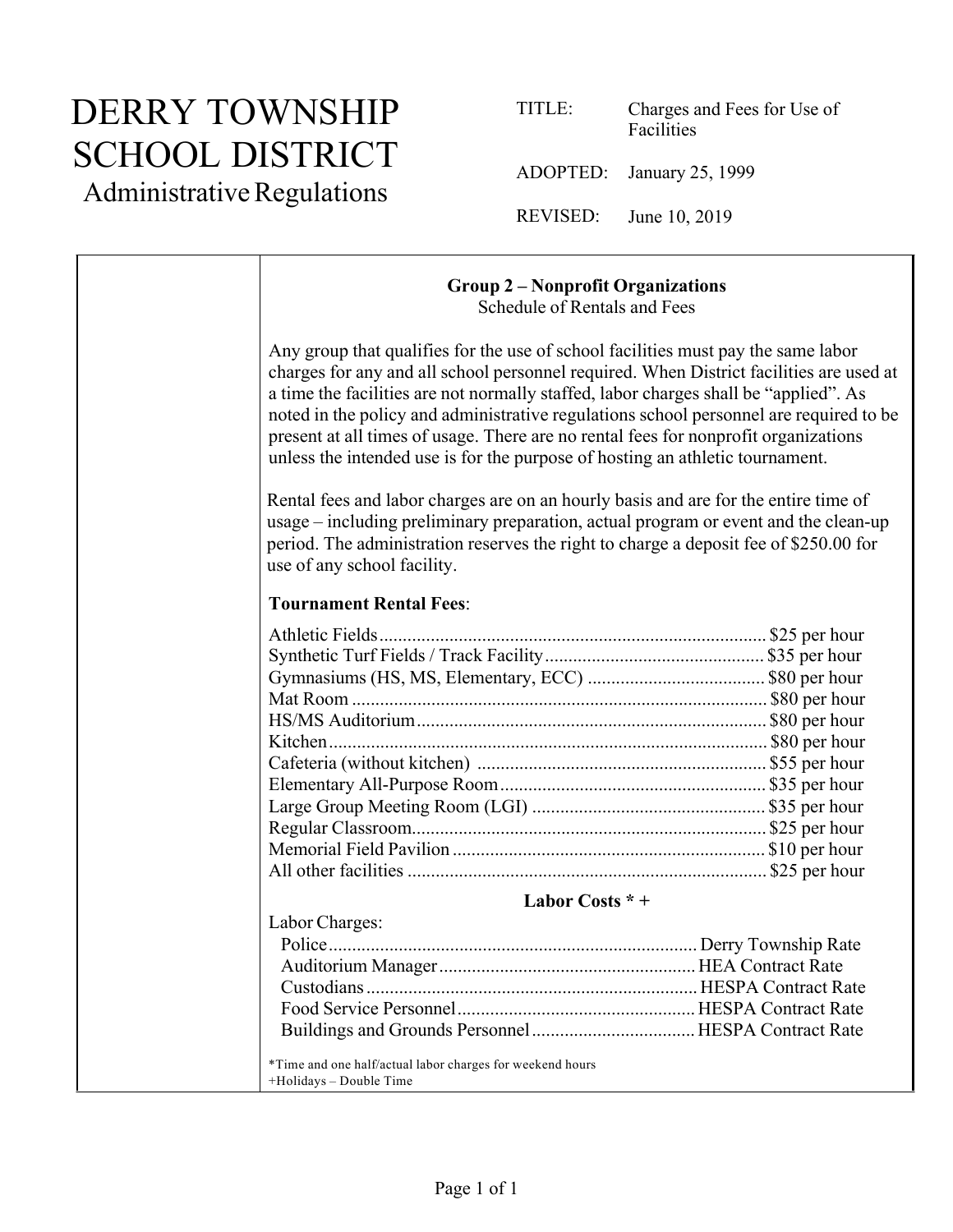# DERRY TOWNSHIP SCHOOL DISTRICT
## Administrative Regulations

TITLE: Charges and Fees for Use of Facilities

ADOPTED: January 25, 1999

REVISED: June 10, 2019

### Group 2 – Nonprofit Organizations
Schedule of Rentals and Fees

Any group that qualifies for the use of school facilities must pay the same labor charges for any and all school personnel required. When District facilities are used at a time the facilities are not normally staffed, labor charges shall be "applied". As noted in the policy and administrative regulations school personnel are required to be present at all times of usage. There are no rental fees for nonprofit organizations unless the intended use is for the purpose of hosting an athletic tournament.

Rental fees and labor charges are on an hourly basis and are for the entire time of usage – including preliminary preparation, actual program or event and the clean-up period. The administration reserves the right to charge a deposit fee of $250.00 for use of any school facility.

**Tournament Rental Fees**:

| Facility | Fee |
|---|---|
| Athletic Fields | $25 per hour |
| Synthetic Turf Fields / Track Facility | $35 per hour |
| Gymnasiums (HS, MS, Elementary, ECC) | $80 per hour |
| Mat Room | $80 per hour |
| HS/MS Auditorium | $80 per hour |
| Kitchen | $80 per hour |
| Cafeteria (without kitchen) | $55 per hour |
| Elementary All-Purpose Room | $35 per hour |
| Large Group Meeting Room (LGI) | $35 per hour |
| Regular Classroom | $25 per hour |
| Memorial Field Pavilion | $10 per hour |
| All other facilities | $25 per hour |

**Labor Costs * +**

Labor Charges:

| Personnel | Rate |
|---|---|
| Police | Derry Township Rate |
| Auditorium Manager | HEA Contract Rate |
| Custodians | HESPA Contract Rate |
| Food Service Personnel | HESPA Contract Rate |
| Buildings and Grounds Personnel | HESPA Contract Rate |

*Time and one half/actual labor charges for weekend hours
+Holidays – Double Time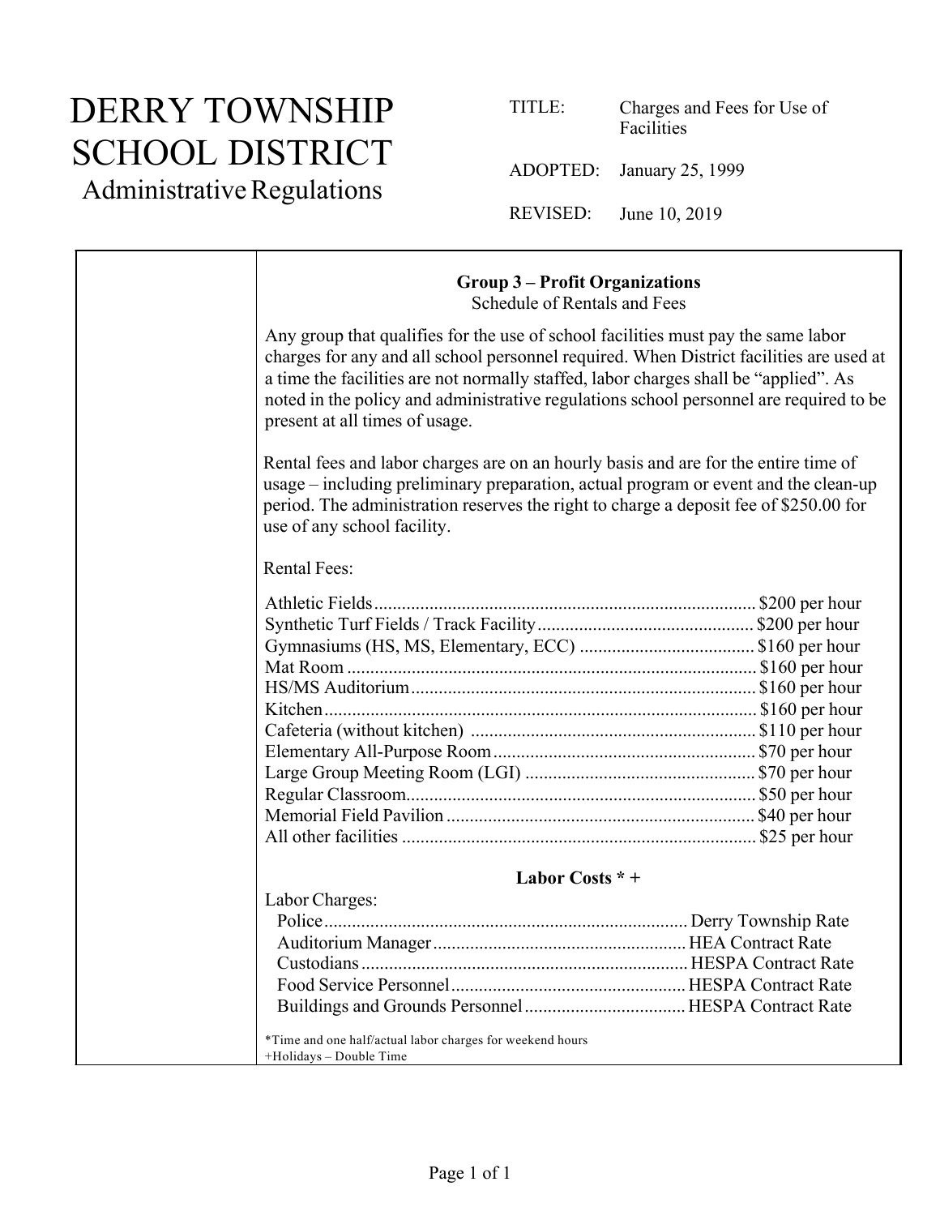# DERRY TOWNSHIP SCHOOL DISTRICT

Administrative Regulations

TITLE: Charges and Fees for Use of Facilities

ADOPTED: January 25, 1999

REVISED: June 10, 2019

**Group 3 – Profit Organizations**

Schedule of Rentals and Fees

Any group that qualifies for the use of school facilities must pay the same labor charges for any and all school personnel required. When District facilities are used at a time the facilities are not normally staffed, labor charges shall be "applied". As noted in the policy and administrative regulations school personnel are required to be present at all times of usage.

Rental fees and labor charges are on an hourly basis and are for the entire time of usage – including preliminary preparation, actual program or event and the clean-up period. The administration reserves the right to charge a deposit fee of $250.00 for use of any school facility.

Rental Fees:

| | |
|---|---|
| Athletic Fields | $200 per hour |
| Synthetic Turf Fields / Track Facility | $200 per hour |
| Gymnasiums (HS, MS, Elementary, ECC) | $160 per hour |
| Mat Room | $160 per hour |
| HS/MS Auditorium | $160 per hour |
| Kitchen | $160 per hour |
| Cafeteria (without kitchen) | $110 per hour |
| Elementary All-Purpose Room | $70 per hour |
| Large Group Meeting Room (LGI) | $70 per hour |
| Regular Classroom | $50 per hour |
| Memorial Field Pavilion | $40 per hour |
| All other facilities | $25 per hour |

**Labor Costs * +**

Labor Charges:

| | |
|---|---|
| Police | Derry Township Rate |
| Auditorium Manager | HEA Contract Rate |
| Custodians | HESPA Contract Rate |
| Food Service Personnel | HESPA Contract Rate |
| Buildings and Grounds Personnel | HESPA Contract Rate |

*Time and one half/actual labor charges for weekend hours
+Holidays – Double Time